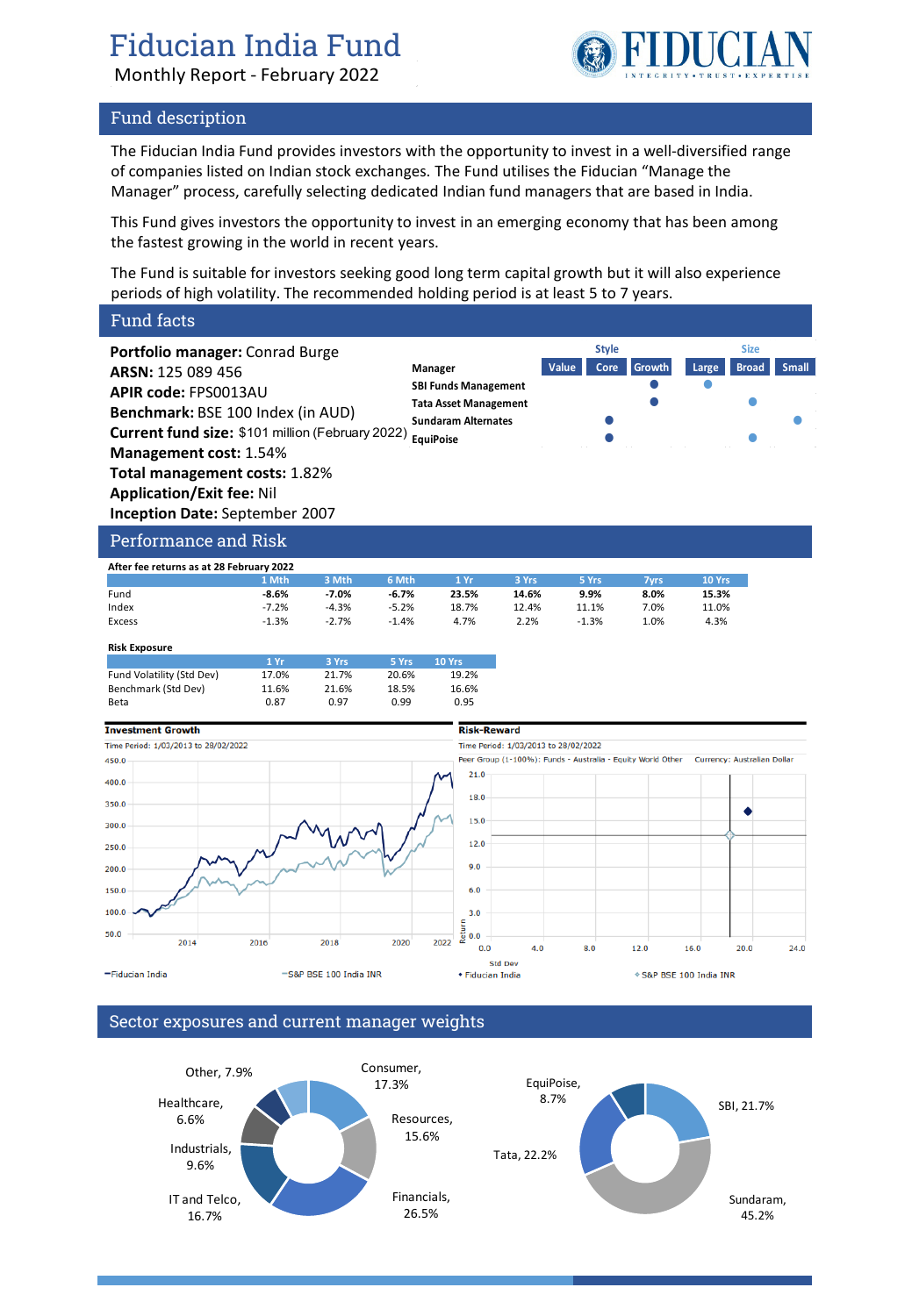# Fiducian India Fund

Monthly Report - February 2022

## Fund description

The Fiducian India Fund provides investors with the opportunity to invest in a well-diversified range of companies listed on Indian stock exchanges. The Fund utilises the Fiducian "Manage the Manager" process, carefully selecting dedicated Indian fund managers that are based in India.

This Fund gives investors the opportunity to invest in an emerging economy that has been among the fastest growing in the world in recent years.

The Fund is suitable for investors seeking good long term capital growth but it will also experience periods of high volatility. The recommended holding period is at least 5 to 7 years.

## Fund facts

**Portfolio manager:** Conrad Burge
**ARSN:** 125 089 456
**APIR code:** FPS0013AU
**Benchmark:** BSE 100 Index (in AUD)
**Current fund size:** $101 million (February 2022)
**Management cost:** 1.54%
**Total management costs:** 1.82%
**Application/Exit fee:** Nil
**Inception Date:** September 2007

| Manager | Style: Value | Style: Core | Style: Growth | Size: Large | Size: Broad | Size: Small |
|---|---|---|---|---|---|---|
| SBI Funds Management | | | ● | ● | | |
| Tata Asset Management | | | ● | | ● | |
| Sundaram Alternates | | ● | | | | ● |
| EquiPoise | | ● | | | ● | |

## Performance and Risk

**After fee returns as at 28 February 2022**

| | 1 Mth | 3 Mth | 6 Mth | 1 Yr | 3 Yrs | 5 Yrs | 7yrs | 10 Yrs |
|---|---|---|---|---|---|---|---|---|
| Fund | **-8.6%** | **-7.0%** | **-6.7%** | **23.5%** | **14.6%** | **9.9%** | **8.0%** | **15.3%** |
| Index | -7.2% | -4.3% | -5.2% | 18.7% | 12.4% | 11.1% | 7.0% | 11.0% |
| Excess | -1.3% | -2.7% | -1.4% | 4.7% | 2.2% | -1.3% | 1.0% | 4.3% |

**Risk Exposure**

| | 1 Yr | 3 Yrs | 5 Yrs | 10 Yrs |
|---|---|---|---|---|
| Fund Volatility (Std Dev) | 17.0% | 21.7% | 20.6% | 19.2% |
| Benchmark (Std Dev) | 11.6% | 21.6% | 18.5% | 16.6% |
| Beta | 0.87 | 0.97 | 0.99 | 0.95 |

**Investment Growth**

Time Period: 1/03/2013 to 28/02/2022

—Fiducian India —S&P BSE 100 India INR

**Risk-Reward**

Time Period: 1/03/2013 to 28/02/2022

Peer Group (1-100%): Funds - Australia - Equity World Other Currency: Australian Dollar

◆ Fiducian India ◇ S&P BSE 100 India INR

## Sector exposures and current manager weights

| Sector | Weight |
|---|---|
| Consumer | 17.3% |
| Resources | 15.6% |
| Financials | 26.5% |
| IT and Telco | 16.7% |
| Industrials | 9.6% |
| Healthcare | 6.6% |
| Other | 7.9% |

| Manager | Weight |
|---|---|
| SBI | 21.7% |
| Sundaram | 45.2% |
| Tata | 22.2% |
| EquiPoise | 8.7% |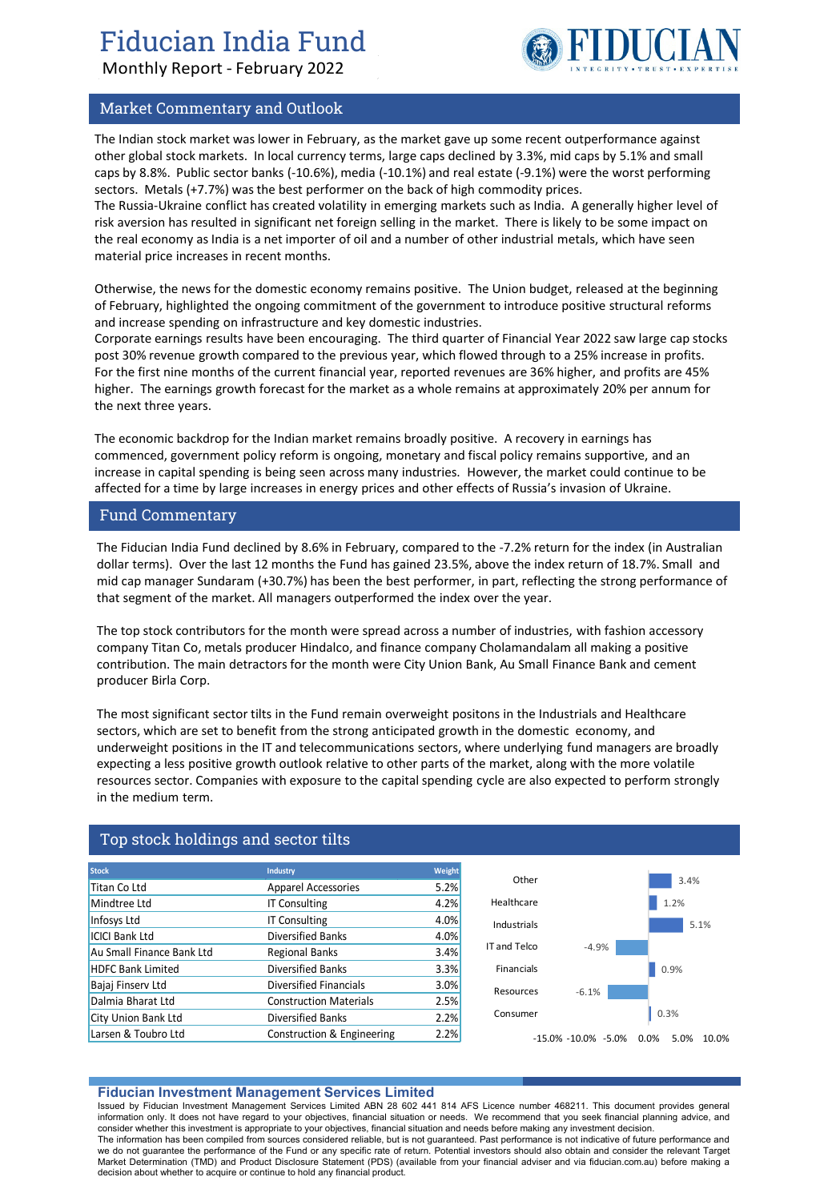# Fiducian India Fund

Monthly Report - February 2022

FIDUCIAN
INTEGRITY • TRUST • EXPERTISE

## Market Commentary and Outlook

The Indian stock market was lower in February, as the market gave up some recent outperformance against other global stock markets. In local currency terms, large caps declined by 3.3%, mid caps by 5.1% and small caps by 8.8%. Public sector banks (-10.6%), media (-10.1%) and real estate (-9.1%) were the worst performing sectors. Metals (+7.7%) was the best performer on the back of high commodity prices.
The Russia-Ukraine conflict has created volatility in emerging markets such as India. A generally higher level of risk aversion has resulted in significant net foreign selling in the market. There is likely to be some impact on the real economy as India is a net importer of oil and a number of other industrial metals, which have seen material price increases in recent months.

Otherwise, the news for the domestic economy remains positive. The Union budget, released at the beginning of February, highlighted the ongoing commitment of the government to introduce positive structural reforms and increase spending on infrastructure and key domestic industries.
Corporate earnings results have been encouraging. The third quarter of Financial Year 2022 saw large cap stocks post 30% revenue growth compared to the previous year, which flowed through to a 25% increase in profits. For the first nine months of the current financial year, reported revenues are 36% higher, and profits are 45% higher. The earnings growth forecast for the market as a whole remains at approximately 20% per annum for the next three years.

The economic backdrop for the Indian market remains broadly positive. A recovery in earnings has commenced, government policy reform is ongoing, monetary and fiscal policy remains supportive, and an increase in capital spending is being seen across many industries. However, the market could continue to be affected for a time by large increases in energy prices and other effects of Russia's invasion of Ukraine.

## Fund Commentary

The Fiducian India Fund declined by 8.6% in February, compared to the -7.2% return for the index (in Australian dollar terms). Over the last 12 months the Fund has gained 23.5%, above the index return of 18.7%. Small and mid cap manager Sundaram (+30.7%) has been the best performer, in part, reflecting the strong performance of that segment of the market. All managers outperformed the index over the year.

The top stock contributors for the month were spread across a number of industries, with fashion accessory company Titan Co, metals producer Hindalco, and finance company Cholamandalam all making a positive contribution. The main detractors for the month were City Union Bank, Au Small Finance Bank and cement producer Birla Corp.

The most significant sector tilts in the Fund remain overweight positons in the Industrials and Healthcare sectors, which are set to benefit from the strong anticipated growth in the domestic economy, and underweight positions in the IT and telecommunications sectors, where underlying fund managers are broadly expecting a less positive growth outlook relative to other parts of the market, along with the more volatile resources sector. Companies with exposure to the capital spending cycle are also expected to perform strongly in the medium term.

## Top stock holdings and sector tilts

| Stock | Industry | Weight |
|---|---|---|
| Titan Co Ltd | Apparel Accessories | 5.2% |
| Mindtree Ltd | IT Consulting | 4.2% |
| Infosys Ltd | IT Consulting | 4.0% |
| ICICI Bank Ltd | Diversified Banks | 4.0% |
| Au Small Finance Bank Ltd | Regional Banks | 3.4% |
| HDFC Bank Limited | Diversified Banks | 3.3% |
| Bajaj Finserv Ltd | Diversified Financials | 3.0% |
| Dalmia Bharat Ltd | Construction Materials | 2.5% |
| City Union Bank Ltd | Diversified Banks | 2.2% |
| Larsen & Toubro Ltd | Construction & Engineering | 2.2% |

Other 3.4%
Healthcare 1.2%
Industrials 5.1%
IT and Telco -4.9%
Financials 0.9%
Resources -6.1%
Consumer 0.3%

-15.0% -10.0% -5.0% 0.0% 5.0% 10.0%

**Fiducian Investment Management Services Limited**

Issued by Fiducian Investment Management Services Limited ABN 28 602 441 814 AFS Licence number 468211. This document provides general information only. It does not have regard to your objectives, financial situation or needs. We recommend that you seek financial planning advice, and consider whether this investment is appropriate to your objectives, financial situation and needs before making any investment decision.
The information has been compiled from sources considered reliable, but is not guaranteed. Past performance is not indicative of future performance and we do not guarantee the performance of the Fund or any specific rate of return. Potential investors should also obtain and consider the relevant Target Market Determination (TMD) and Product Disclosure Statement (PDS) (available from your financial adviser and via fiducian.com.au) before making a decision about whether to acquire or continue to hold any financial product.